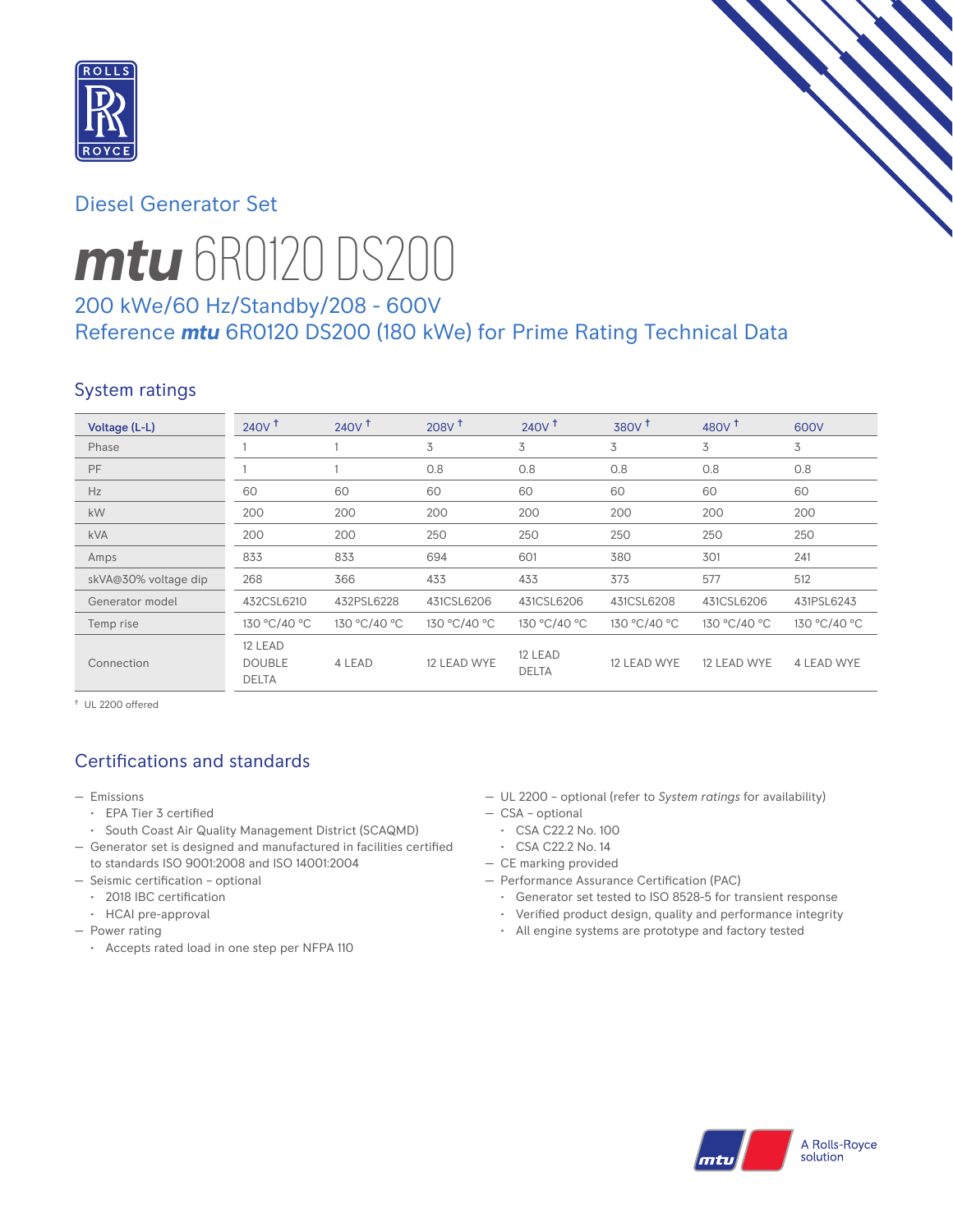# Diesel Generator Set

# mtu 6R0120 DS200

## 200 kWe/60 Hz/Standby/208 - 600V
## Reference mtu 6R0120 DS200 (180 kWe) for Prime Rating Technical Data

## System ratings

| Voltage (L-L) | 240V † | 240V † | 208V † | 240V † | 380V † | 480V † | 600V |
|---|---|---|---|---|---|---|---|
| Phase | 1 | 1 | 3 | 3 | 3 | 3 | 3 |
| PF | 1 | 1 | 0.8 | 0.8 | 0.8 | 0.8 | 0.8 |
| Hz | 60 | 60 | 60 | 60 | 60 | 60 | 60 |
| kW | 200 | 200 | 200 | 200 | 200 | 200 | 200 |
| kVA | 200 | 200 | 250 | 250 | 250 | 250 | 250 |
| Amps | 833 | 833 | 694 | 601 | 380 | 301 | 241 |
| skVA@30% voltage dip | 268 | 366 | 433 | 433 | 373 | 577 | 512 |
| Generator model | 432CSL6210 | 432PSL6228 | 431CSL6206 | 431CSL6206 | 431CSL6208 | 431CSL6206 | 431PSL6243 |
| Temp rise | 130 °C/40 °C | 130 °C/40 °C | 130 °C/40 °C | 130 °C/40 °C | 130 °C/40 °C | 130 °C/40 °C | 130 °C/40 °C |
| Connection | 12 LEAD DOUBLE DELTA | 4 LEAD | 12 LEAD WYE | 12 LEAD DELTA | 12 LEAD WYE | 12 LEAD WYE | 4 LEAD WYE |

† UL 2200 offered

## Certifications and standards

- Emissions
  - EPA Tier 3 certified
  - South Coast Air Quality Management District (SCAQMD)
- Generator set is designed and manufactured in facilities certified to standards ISO 9001:2008 and ISO 14001:2004
- Seismic certification – optional
  - 2018 IBC certification
  - HCAI pre-approval
- Power rating
  - Accepts rated load in one step per NFPA 110
- UL 2200 – optional (refer to *System ratings* for availability)
- CSA – optional
  - CSA C22.2 No. 100
  - CSA C22.2 No. 14
- CE marking provided
- Performance Assurance Certification (PAC)
  - Generator set tested to ISO 8528-5 for transient response
  - Verified product design, quality and performance integrity
  - All engine systems are prototype and factory tested

A Rolls-Royce solution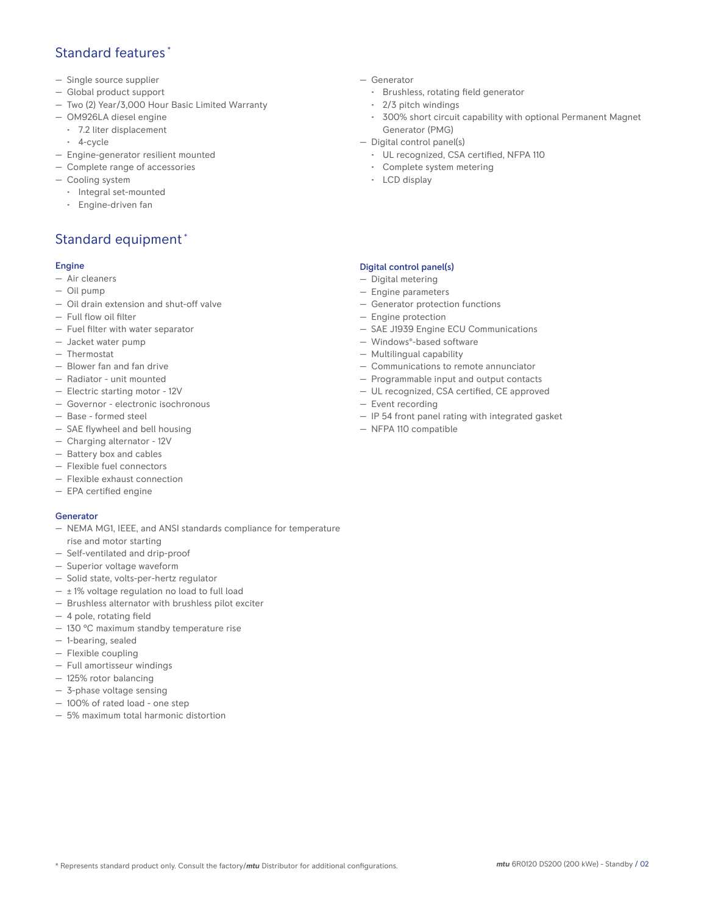## Standard features *

- Single source supplier
- Global product support
- Two (2) Year/3,000 Hour Basic Limited Warranty
- OM926LA diesel engine
  - 7.2 liter displacement
  - 4-cycle
- Engine-generator resilient mounted
- Complete range of accessories
- Cooling system
  - Integral set-mounted
  - Engine-driven fan
- Generator
  - Brushless, rotating field generator
  - 2/3 pitch windings
  - 300% short circuit capability with optional Permanent Magnet Generator (PMG)
- Digital control panel(s)
  - UL recognized, CSA certified, NFPA 110
  - Complete system metering
  - LCD display

## Standard equipment *

### Engine

- Air cleaners
- Oil pump
- Oil drain extension and shut-off valve
- Full flow oil filter
- Fuel filter with water separator
- Jacket water pump
- Thermostat
- Blower fan and fan drive
- Radiator - unit mounted
- Electric starting motor - 12V
- Governor - electronic isochronous
- Base - formed steel
- SAE flywheel and bell housing
- Charging alternator - 12V
- Battery box and cables
- Flexible fuel connectors
- Flexible exhaust connection
- EPA certified engine

### Generator

- NEMA MG1, IEEE, and ANSI standards compliance for temperature rise and motor starting
- Self-ventilated and drip-proof
- Superior voltage waveform
- Solid state, volts-per-hertz regulator
- ± 1% voltage regulation no load to full load
- Brushless alternator with brushless pilot exciter
- 4 pole, rotating field
- 130 °C maximum standby temperature rise
- 1-bearing, sealed
- Flexible coupling
- Full amortisseur windings
- 125% rotor balancing
- 3-phase voltage sensing
- 100% of rated load - one step
- 5% maximum total harmonic distortion

### Digital control panel(s)

- Digital metering
- Engine parameters
- Generator protection functions
- Engine protection
- SAE J1939 Engine ECU Communications
- Windows®-based software
- Multilingual capability
- Communications to remote annunciator
- Programmable input and output contacts
- UL recognized, CSA certified, CE approved
- Event recording
- IP 54 front panel rating with integrated gasket
- NFPA 110 compatible

* Represents standard product only. Consult the factory/*mtu* Distributor for additional configurations.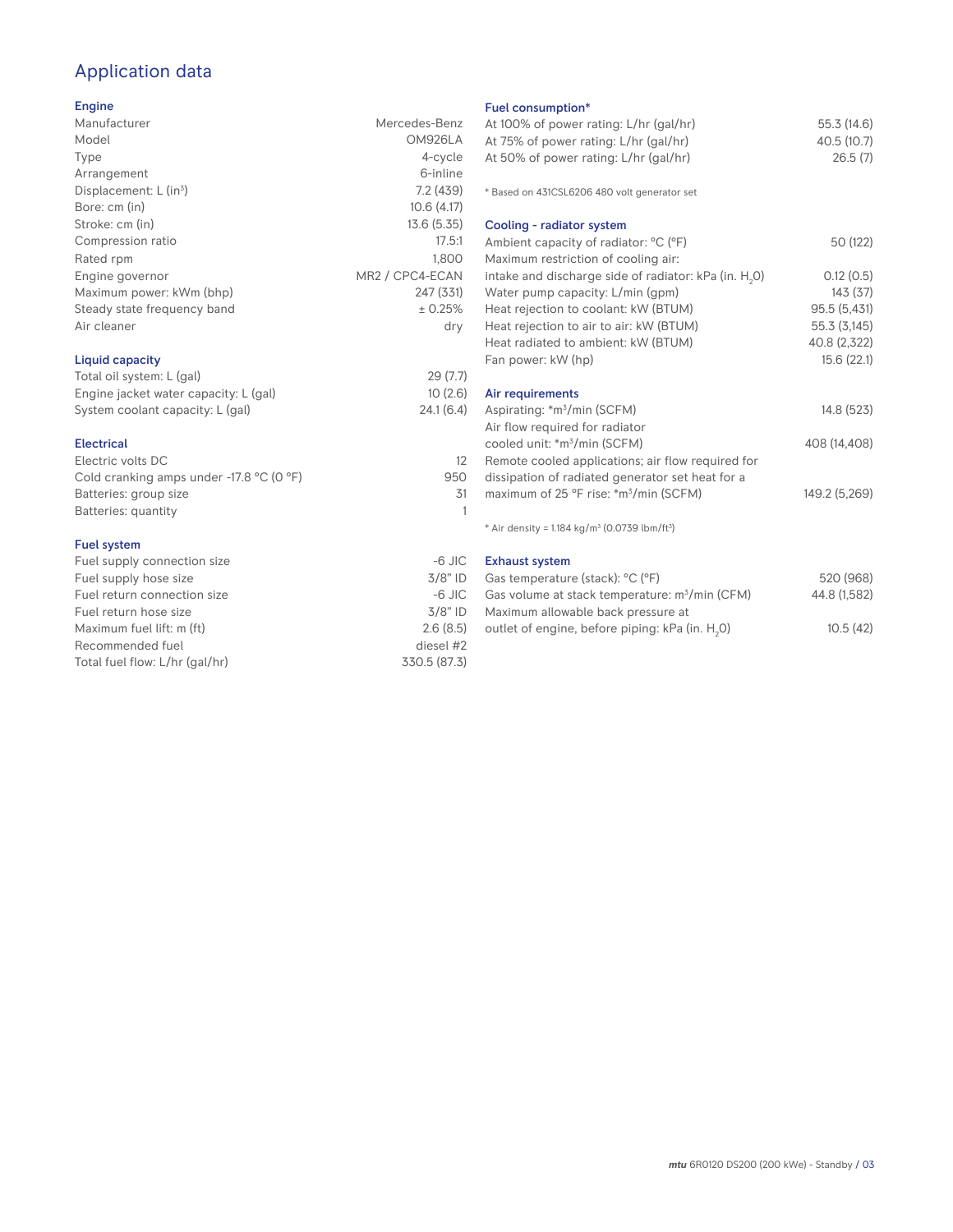# Application data

## Engine

| | |
|---|---|
| Manufacturer | Mercedes-Benz |
| Model | OM926LA |
| Type | 4-cycle |
| Arrangement | 6-inline |
| Displacement: L ($in^3$) | 7.2 (439) |
| Bore: cm (in) | 10.6 (4.17) |
| Stroke: cm (in) | 13.6 (5.35) |
| Compression ratio | 17.5:1 |
| Rated rpm | 1,800 |
| Engine governor | MR2 / CPC4-ECAN |
| Maximum power: kWm (bhp) | 247 (331) |
| Steady state frequency band | ± 0.25% |
| Air cleaner | dry |

## Liquid capacity

| | |
|---|---|
| Total oil system: L (gal) | 29 (7.7) |
| Engine jacket water capacity: L (gal) | 10 (2.6) |
| System coolant capacity: L (gal) | 24.1 (6.4) |

## Electrical

| | |
|---|---|
| Electric volts DC | 12 |
| Cold cranking amps under -17.8 °C (0 °F) | 950 |
| Batteries: group size | 31 |
| Batteries: quantity | 1 |

## Fuel system

| | |
|---|---|
| Fuel supply connection size | -6 JIC |
| Fuel supply hose size | 3/8" ID |
| Fuel return connection size | -6 JIC |
| Fuel return hose size | 3/8" ID |
| Maximum fuel lift: m (ft) | 2.6 (8.5) |
| Recommended fuel | diesel #2 |
| Total fuel flow: L/hr (gal/hr) | 330.5 (87.3) |

## Fuel consumption*

| | |
|---|---|
| At 100% of power rating: L/hr (gal/hr) | 55.3 (14.6) |
| At 75% of power rating: L/hr (gal/hr) | 40.5 (10.7) |
| At 50% of power rating: L/hr (gal/hr) | 26.5 (7) |

* Based on 431CSL6206 480 volt generator set

## Cooling - radiator system

| | |
|---|---|
| Ambient capacity of radiator: °C (°F) | 50 (122) |
| Maximum restriction of cooling air: intake and discharge side of radiator: kPa (in. $H_2O$) | 0.12 (0.5) |
| Water pump capacity: L/min (gpm) | 143 (37) |
| Heat rejection to coolant: kW (BTUM) | 95.5 (5,431) |
| Heat rejection to air to air: kW (BTUM) | 55.3 (3,145) |
| Heat radiated to ambient: kW (BTUM) | 40.8 (2,322) |
| Fan power: kW (hp) | 15.6 (22.1) |

## Air requirements

| | |
|---|---|
| Aspirating: *$m^3$/min (SCFM) | 14.8 (523) |
| Air flow required for radiator cooled unit: *$m^3$/min (SCFM) | 408 (14,408) |
| Remote cooled applications; air flow required for dissipation of radiated generator set heat for a maximum of 25 °F rise: *$m^3$/min (SCFM) | 149.2 (5,269) |

* Air density = 1.184 kg/$m^3$ (0.0739 lbm/$ft^3$)

## Exhaust system

| | |
|---|---|
| Gas temperature (stack): °C (°F) | 520 (968) |
| Gas volume at stack temperature: $m^3$/min (CFM) | 44.8 (1,582) |
| Maximum allowable back pressure at outlet of engine, before piping: kPa (in. $H_2O$) | 10.5 (42) |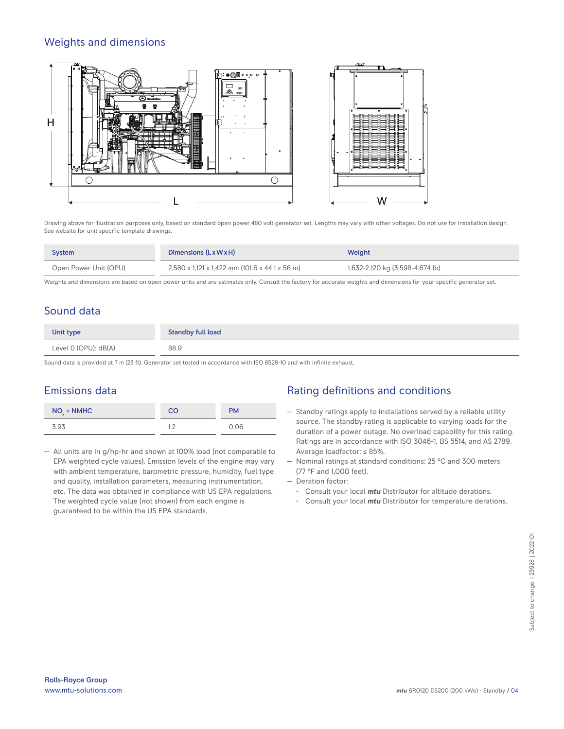## Weights and dimensions

H

L

W

Drawing above for illustration purposes only, based on standard open power 480 volt generator set. Lengths may vary with other voltages. Do not use for installation design. See website for unit specific template drawings.

| System | Dimensions (L x W x H) | Weight |
|---|---|---|
| Open Power Unit (OPU) | 2,580 x 1,121 x 1,422 mm (101.6 x 44.1 x 56 in) | 1,632-2,120 kg (3,598-4,674 lb) |

Weights and dimensions are based on open power units and are estimates only. Consult the factory for accurate weights and dimensions for your specific generator set.

## Sound data

| Unit type | Standby full load |
|---|---|
| Level 0 (OPU): dB(A) | 88.9 |

Sound data is provided at 7 m (23 ft). Generator set tested in accordance with ISO 8528-10 and with infinite exhaust.

## Emissions data

| $NO_x$ + NMHC | CO | PM |
|---|---|---|
| 3.93 | 1.2 | 0.06 |

— All units are in g/hp-hr and shown at 100% load (not comparable to EPA weighted cycle values). Emission levels of the engine may vary with ambient temperature, barometric pressure, humidity, fuel type and quality, installation parameters, measuring instrumentation, etc. The data was obtained in compliance with US EPA regulations. The weighted cycle value (not shown) from each engine is guaranteed to be within the US EPA standards.

## Rating definitions and conditions

— Standby ratings apply to installations served by a reliable utility source. The standby rating is applicable to varying loads for the duration of a power outage. No overload capability for this rating. Ratings are in accordance with ISO 3046-1, BS 5514, and AS 2789. Average loadfactor: ≤ 85%.

— Nominal ratings at standard conditions: 25 °C and 300 meters (77 °F and 1,000 feet).

— Deration factor:
- Consult your local ***mtu*** Distributor for altitude derations.
- Consult your local ***mtu*** Distributor for temperature derations.